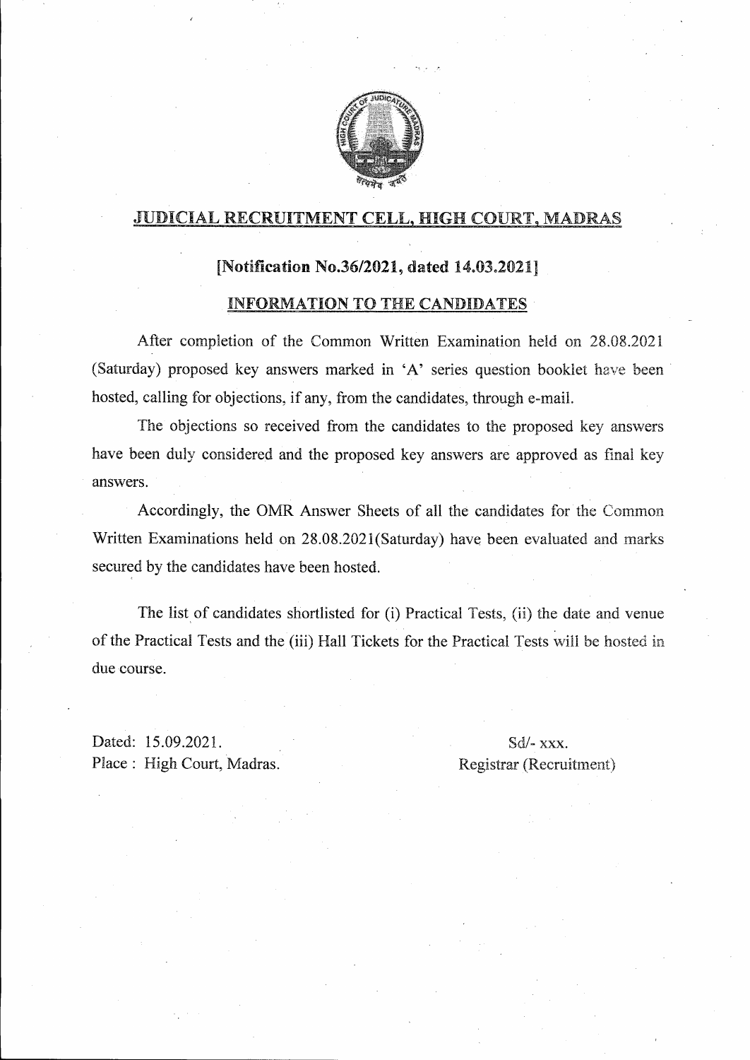## JUDICIAL RECRUITMENT CELL, HIGH COURT, MADRAS

**[Notification No.36/2021, dated 14.03.2021]**

**INFORMATION TO THE CANDIDATES**

After completion of the Common Written Examination held on 28.08.2021 (Saturday) proposed key answers marked in 'A' series question booklet have been hosted, calling for objections, if any, from the candidates, through e-mail.

The objections so received from the candidates to the proposed key answers have been duly considered and the proposed key answers are approved as final key answers.

Accordingly, the OMR Answer Sheets of all the candidates for the Common Written Examinations held on 28.08.2021(Saturday) have been evaluated and marks secured by the candidates have been hosted.

The list of candidates shortlisted for (i) Practical Tests, (ii) the date and venue of the Practical Tests and the (iii) Hall Tickets for the Practical Tests will be hosted in due course.

Dated: 15.09.2021.
Place : High Court, Madras.

Sd/- xxx.
Registrar (Recruitment)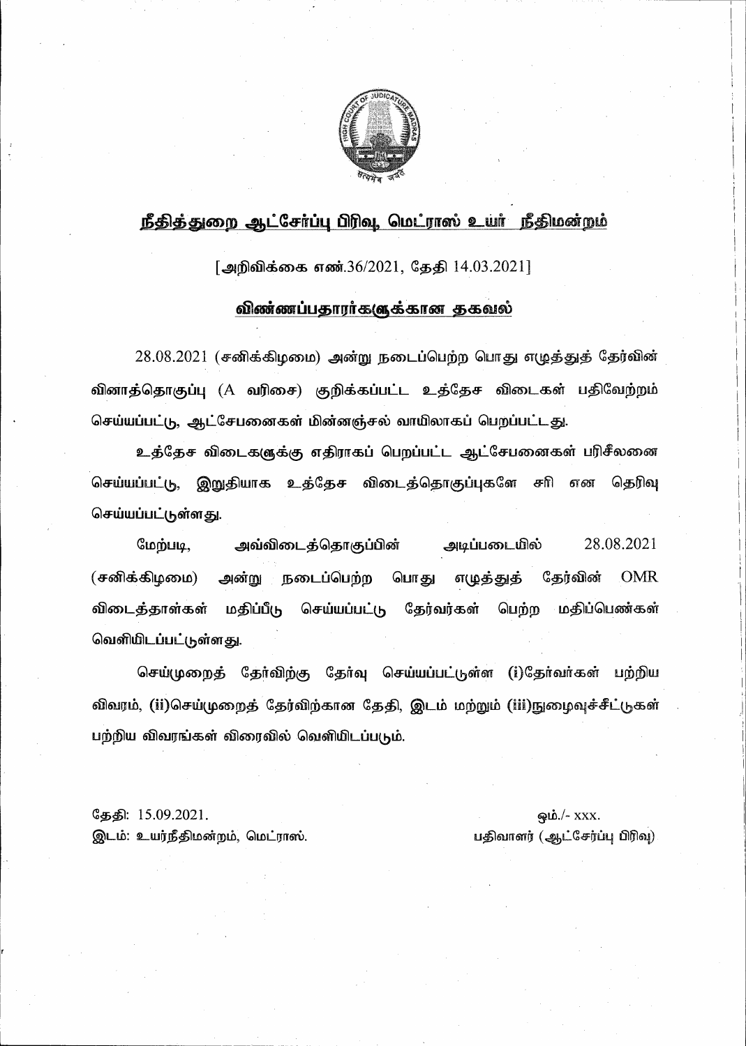## நீதித்துறை ஆட்சேர்ப்பு பிரிவு, மெட்ராஸ் உயர் நீதிமன்றம்

[அறிவிக்கை எண்.36/2021, தேதி 14.03.2021]

## விண்ணப்பதாரர்களுக்கான தகவல்

28.08.2021 (சனிக்கிழமை) அன்று நடைபெற்ற பொது எழுத்துத் தேர்வின் வினாத்தொகுப்பு (A வரிசை) குறிக்கப்பட்ட உத்தேச விடைகள் பதிவேற்றம் செய்யப்பட்டு, ஆட்சேபனைகள் மின்னஞ்சல் வாயிலாகப் பெறப்பட்டது.

உத்தேச விடைகளுக்கு எதிராகப் பெறப்பட்ட ஆட்சேபனைகள் பரிசீலனை செய்யப்பட்டு, இறுதியாக உத்தேச விடைத்தொகுப்புகளே சரி என தெரிவு செய்யப்பட்டுள்ளது.

மேற்படி, அவ்விடைத்தொகுப்பின் அடிப்படையில் 28.08.2021 (சனிக்கிழமை) அன்று நடைபெற்ற பொது எழுத்துத் தேர்வின் OMR விடைத்தாள்கள் மதிப்பீடு செய்யப்பட்டு தேர்வர்கள் பெற்ற மதிப்பெண்கள் வெளியிடப்பட்டுள்ளது.

செய்முறைத் தேர்விற்கு தேர்வு செய்யப்பட்டுள்ள (i)தேர்வர்கள் பற்றிய விவரம், (ii)செய்முறைத் தேர்விற்கான தேதி, இடம் மற்றும் (iii)நுழைவுச்சீட்டுகள் பற்றிய விவரங்கள் விரைவில் வெளியிடப்படும்.

தேதி: 15.09.2021.
இடம்: உயர்நீதிமன்றம், மெட்ராஸ்.

ஒம்./- xxx.
பதிவாளர் (ஆட்சேர்ப்பு பிரிவு)